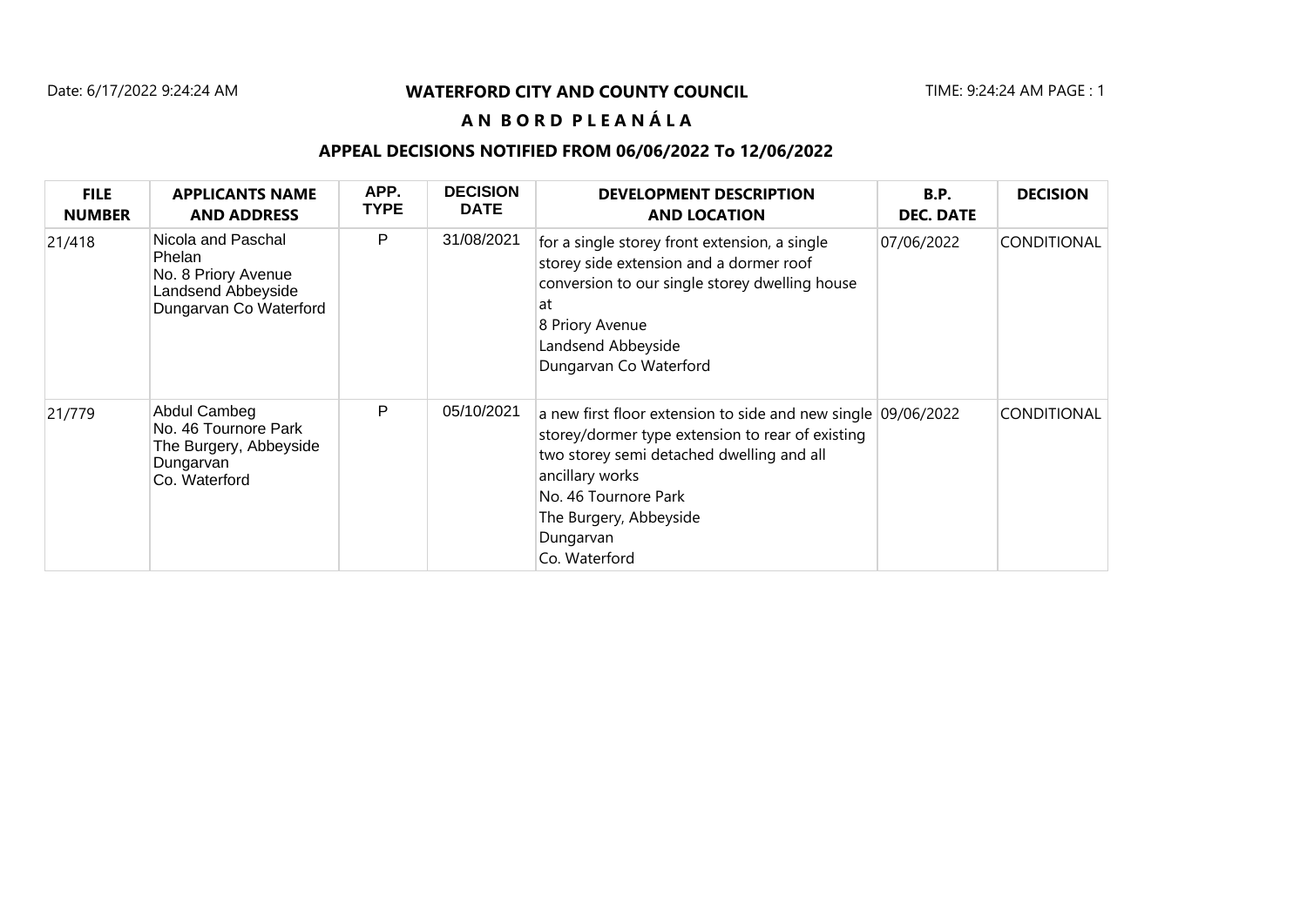# WATERFORD CITY AND COUNTY COUNCIL

## A N B O R D P L E A N Á L A

### APPEAL DECISIONS NOTIFIED FROM 06/06/2022 To 12/06/2022

| FILE NUMBER | APPLICANTS NAME AND ADDRESS | APP. TYPE | DECISION DATE | DEVELOPMENT DESCRIPTION AND LOCATION | B.P. DEC. DATE | DECISION |
|---|---|---|---|---|---|---|
| 21/418 | Nicola and Paschal Phelan<br>No. 8 Priory Avenue<br>Landsend Abbeyside<br>Dungarvan Co Waterford | P | 31/08/2021 | for a single storey front extension, a single storey side extension and a dormer roof conversion to our single storey dwelling house at<br>8 Priory Avenue<br>Landsend Abbeyside<br>Dungarvan Co Waterford | 07/06/2022 | CONDITIONAL |
| 21/779 | Abdul Cambeg<br>No. 46 Tournore Park<br>The Burgery, Abbeyside<br>Dungarvan<br>Co. Waterford | P | 05/10/2021 | a new first floor extension to side and new single storey/dormer type extension to rear of existing two storey semi detached dwelling and all ancillary works<br>No. 46 Tournore Park<br>The Burgery, Abbeyside<br>Dungarvan<br>Co. Waterford | 09/06/2022 | CONDITIONAL |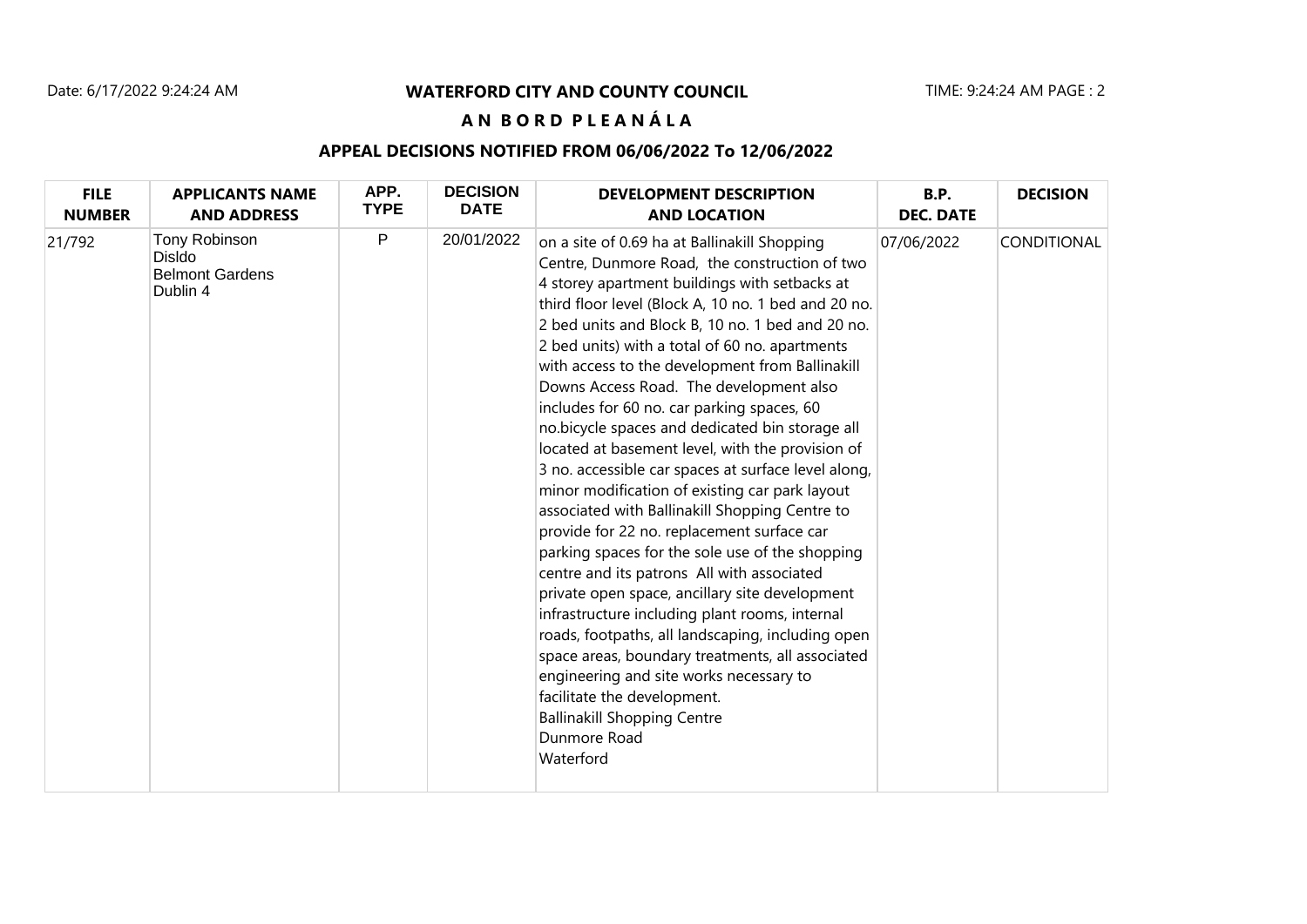# WATERFORD CITY AND COUNTY COUNCIL

## A N B O R D P L E A N Á L A

### APPEAL DECISIONS NOTIFIED FROM 06/06/2022 To 12/06/2022

| FILE NUMBER | APPLICANTS NAME AND ADDRESS | APP. TYPE | DECISION DATE | DEVELOPMENT DESCRIPTION AND LOCATION | B.P. DEC. DATE | DECISION |
|---|---|---|---|---|---|---|
| 21/792 | Tony Robinson<br>Disldo<br>Belmont Gardens<br>Dublin 4 | P | 20/01/2022 | on a site of 0.69 ha at Ballinakill Shopping Centre, Dunmore Road, the construction of two 4 storey apartment buildings with setbacks at third floor level (Block A, 10 no. 1 bed and 20 no. 2 bed units and Block B, 10 no. 1 bed and 20 no. 2 bed units) with a total of 60 no. apartments with access to the development from Ballinakill Downs Access Road. The development also includes for 60 no. car parking spaces, 60 no.bicycle spaces and dedicated bin storage all located at basement level, with the provision of 3 no. accessible car spaces at surface level along, minor modification of existing car park layout associated with Ballinakill Shopping Centre to provide for 22 no. replacement surface car parking spaces for the sole use of the shopping centre and its patrons All with associated private open space, ancillary site development infrastructure including plant rooms, internal roads, footpaths, all landscaping, including open space areas, boundary treatments, all associated engineering and site works necessary to facilitate the development.<br>Ballinakill Shopping Centre<br>Dunmore Road<br>Waterford | 07/06/2022 | CONDITIONAL |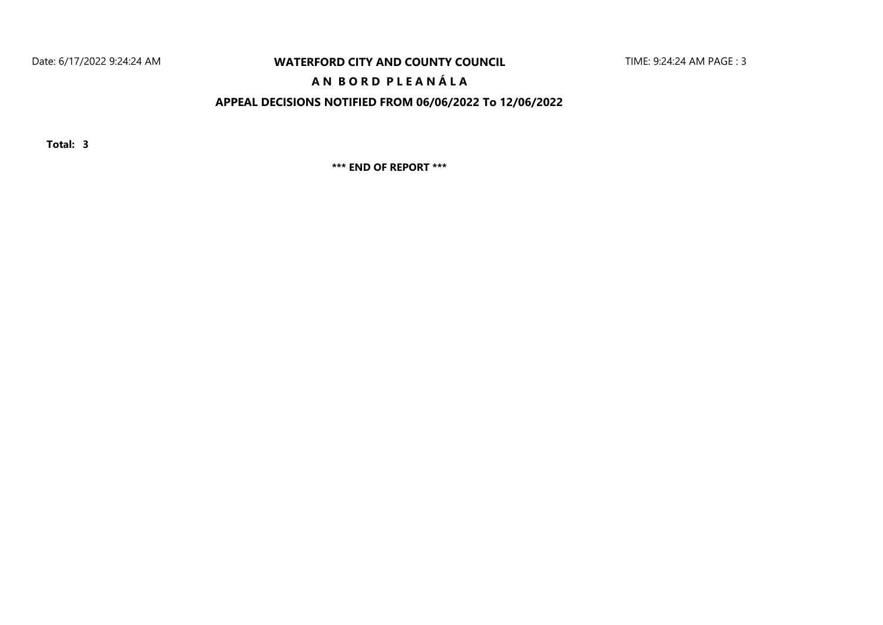**Total: 3**

**\*\*\* END OF REPORT \*\*\***